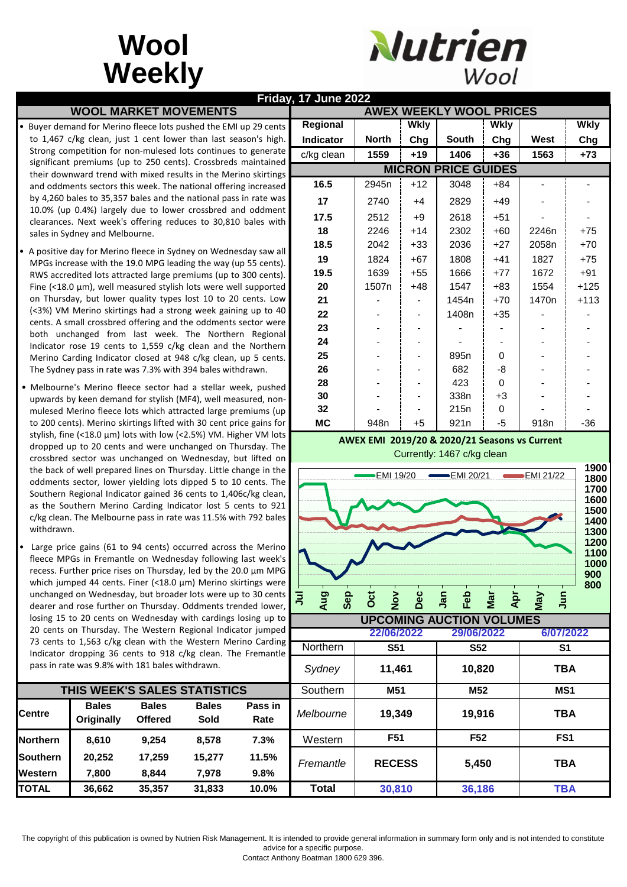# Wool Weekly

Nutrien Wool

**Friday, 17 June 2022**

## WOOL MARKET MOVEMENTS

- Buyer demand for Merino fleece lots pushed the EMI up 29 cents to 1,467 c/kg clean, just 1 cent lower than last season's high. Strong competition for non-mulesed lots continues to generate significant premiums (up to 250 cents). Crossbreds maintained their downward trend with mixed results in the Merino skirtings and oddments sectors this week. The national offering increased by 4,260 bales to 35,357 bales and the national pass in rate was 10.0% (up 0.4%) largely due to lower crossbred and oddment clearances. Next week's offering reduces to 30,810 bales with sales in Sydney and Melbourne.

- A positive day for Merino fleece in Sydney on Wednesday saw all MPGs increase with the 19.0 MPG leading the way (up 55 cents). RWS accredited lots attracted large premiums (up to 300 cents). Fine (<18.0 µm), well measured stylish lots were well supported on Thursday, but lower quality types lost 10 to 20 cents. Low (<3%) VM Merino skirtings had a strong week gaining up to 40 cents. A small crossbred offering and the oddments sector were both unchanged from last week. The Northern Regional Indicator rose 19 cents to 1,559 c/kg clean and the Northern Merino Carding Indicator closed at 948 c/kg clean, up 5 cents. The Sydney pass in rate was 7.3% with 394 bales withdrawn.

- Melbourne's Merino fleece sector had a stellar week, pushed upwards by keen demand for stylish (MF4), well measured, non-mulesed Merino fleece lots which attracted large premiums (up to 200 cents). Merino skirtings lifted with 30 cent price gains for stylish, fine (<18.0 µm) lots with low (<2.5%) VM. Higher VM lots dropped up to 20 cents and were unchanged on Thursday. The crossbred sector was unchanged on Wednesday, but lifted on the back of well prepared lines on Thursday. Little change in the oddments sector, lower yielding lots dipped 5 to 10 cents. The Southern Regional Indicator gained 36 cents to 1,406c/kg clean, as the Southern Merino Carding Indicator lost 5 cents to 921 c/kg clean. The Melbourne pass in rate was 11.5% with 792 bales withdrawn.

- Large price gains (61 to 94 cents) occurred across the Merino fleece MPGs in Fremantle on Wednesday following last week's recess. Further price rises on Thursday, led by the 20.0 µm MPG which jumped 44 cents. Finer (<18.0 µm) Merino skirtings were unchanged on Wednesday, but broader lots were up to 30 cents dearer and rose further on Thursday. Oddments trended lower, losing 15 to 20 cents on Wednesday with cardings losing up to 20 cents on Thursday. The Western Regional Indicator jumped 73 cents to 1,563 c/kg clean with the Western Merino Carding Indicator dropping 36 cents to 918 c/kg clean. The Fremantle pass in rate was 9.8% with 181 bales withdrawn.

## THIS WEEK'S SALES STATISTICS

| Centre | Bales Originally | Bales Offered | Bales Sold | Pass in Rate |
|---|---|---|---|---|
| Northern | 8,610 | 9,254 | 8,578 | 7.3% |
| Southern | 20,252 | 17,259 | 15,277 | 11.5% |
| Western | 7,800 | 8,844 | 7,978 | 9.8% |
| TOTAL | 36,662 | 35,357 | 31,833 | 10.0% |

## AWEX WEEKLY WOOL PRICES

| Regional Indicator | North | Wkly Chg | South | Wkly Chg | West | Wkly Chg |
|---|---|---|---|---|---|---|
| c/kg clean | 1559 | +19 | 1406 | +36 | 1563 | +73 |
| **MICRON PRICE GUIDES** | | | | | | |
| 16.5 | 2945n | +12 | 3048 | +84 | - | - |
| 17 | 2740 | +4 | 2829 | +49 | - | - |
| 17.5 | 2512 | +9 | 2618 | +51 | - | - |
| 18 | 2246 | +14 | 2302 | +60 | 2246n | +75 |
| 18.5 | 2042 | +33 | 2036 | +27 | 2058n | +70 |
| 19 | 1824 | +67 | 1808 | +41 | 1827 | +75 |
| 19.5 | 1639 | +55 | 1666 | +77 | 1672 | +91 |
| 20 | 1507n | +48 | 1547 | +83 | 1554 | +125 |
| 21 | - | - | 1454n | +70 | 1470n | +113 |
| 22 | - | - | 1408n | +35 | - | - |
| 23 | - | - | - | - | - | - |
| 24 | - | - | - | - | - | - |
| 25 | - | - | 895n | 0 | - | - |
| 26 | - | - | 682 | -8 | - | - |
| 28 | - | - | 423 | 0 | - | - |
| 30 | - | - | 338n | +3 | - | - |
| 32 | - | - | 215n | 0 | - | - |
| MC | 948n | +5 | 921n | -5 | 918n | -36 |

**AWEX EMI 2019/20 & 2020/21 Seasons vs Current**

Currently: 1467 c/kg clean

## UPCOMING AUCTION VOLUMES

| | 22/06/2022 | 29/06/2022 | 6/07/2022 |
|---|---|---|---|
| Northern | S51 | S52 | S1 |
| *Sydney* | 11,461 | 10,820 | TBA |
| Southern | M51 | M52 | MS1 |
| *Melbourne* | 19,349 | 19,916 | TBA |
| Western | F51 | F52 | FS1 |
| *Fremantle* | RECESS | 5,450 | TBA |
| **Total** | 30,810 | 36,186 | TBA |

The copyright of this publication is owned by Nutrien Risk Management. It is intended to provide general information in summary form only and is not intended to constitute advice for a specific purpose.
Contact Anthony Boatman 1800 629 396.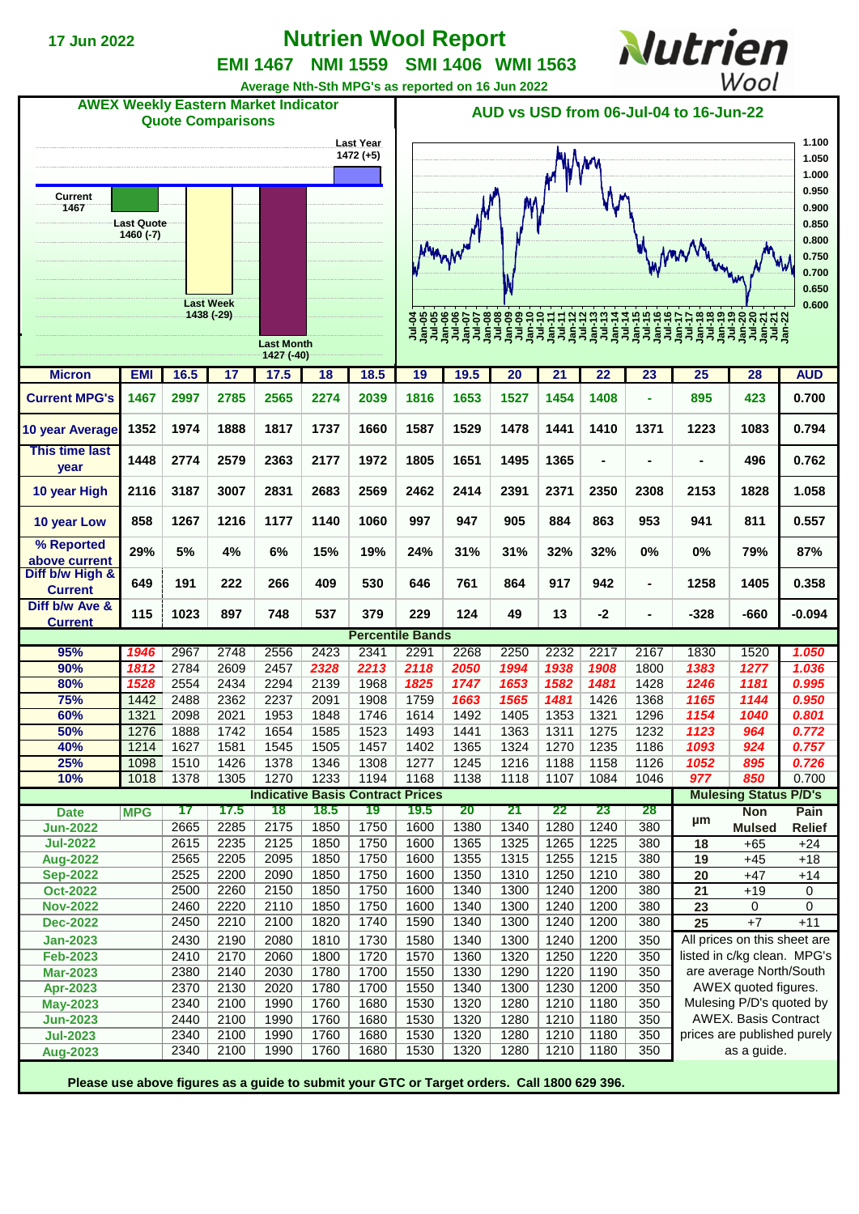17 Jun 2022

# Nutrien Wool Report

## EMI 1467 NMI 1559 SMI 1406 WMI 1563

Average Nth-Sth MPG's as reported on 16 Jun 2022

Nutrien Wool

### AWEX Weekly Eastern Market Indicator Quote Comparisons

Last Year
1472 (+5)
Current
1467
Last Quote
1460 (-7)
Last Week
1438 (-29)
Last Month
1427 (-40)

### AUD vs USD from 06-Jul-04 to 16-Jun-22

1.100
1.050
1.000
0.950
0.900
0.850
0.800
0.750
0.700
0.650
0.600

Jul-04 Jan-05 Jul-05 Jan-06 Jul-06 Jan-07 Jul-07 Jan-08 Jul-08 Jan-09 Jul-09 Jan-10 Jul-10 Jan-11 Jul-11 Jan-12 Jul-12 Jan-13 Jul-13 Jan-14 Jul-14 Jan-15 Jul-15 Jan-16 Jul-16 Jan-17 Jul-17 Jan-18 Jul-18 Jan-19 Jul-19 Jan-20 Jul-20 Jan-21 Jul-21 Jan-22

| Micron | EMI | 16.5 | 17 | 17.5 | 18 | 18.5 | 19 | 19.5 | 20 | 21 | 22 | 23 | 25 | 28 | AUD |
|---|---|---|---|---|---|---|---|---|---|---|---|---|---|---|---|
| Current MPG's | 1467 | 2997 | 2785 | 2565 | 2274 | 2039 | 1816 | 1653 | 1527 | 1454 | 1408 | - | 895 | 423 | 0.700 |
| 10 year Average | 1352 | 1974 | 1888 | 1817 | 1737 | 1660 | 1587 | 1529 | 1478 | 1441 | 1410 | 1371 | 1223 | 1083 | 0.794 |
| This time last year | 1448 | 2774 | 2579 | 2363 | 2177 | 1972 | 1805 | 1651 | 1495 | 1365 | - | - | - | 496 | 0.762 |
| 10 year High | 2116 | 3187 | 3007 | 2831 | 2683 | 2569 | 2462 | 2414 | 2391 | 2371 | 2350 | 2308 | 2153 | 1828 | 1.058 |
| 10 year Low | 858 | 1267 | 1216 | 1177 | 1140 | 1060 | 997 | 947 | 905 | 884 | 863 | 953 | 941 | 811 | 0.557 |
| % Reported above current | 29% | 5% | 4% | 6% | 15% | 19% | 24% | 31% | 31% | 32% | 32% | 0% | 0% | 79% | 87% |
| Diff b/w High & Current | 649 | 191 | 222 | 266 | 409 | 530 | 646 | 761 | 864 | 917 | 942 | - | 1258 | 1405 | 0.358 |
| Diff b/w Ave & Current | 115 | 1023 | 897 | 748 | 537 | 379 | 229 | 124 | 49 | 13 | -2 | - | -328 | -660 | -0.094 |
| **Percentile Bands** | | | | | | | | | | | | | | | |
| 95% | 1946 | 2967 | 2748 | 2556 | 2423 | 2341 | 2291 | 2268 | 2250 | 2232 | 2217 | 2167 | 1830 | 1520 | 1.050 |
| 90% | 1812 | 2784 | 2609 | 2457 | 2328 | 2213 | 2118 | 2050 | 1994 | 1938 | 1908 | 1800 | 1383 | 1277 | 1.036 |
| 80% | 1528 | 2554 | 2434 | 2294 | 2139 | 1968 | 1825 | 1747 | 1653 | 1582 | 1481 | 1428 | 1246 | 1181 | 0.995 |
| 75% | 1442 | 2488 | 2362 | 2237 | 2091 | 1908 | 1759 | 1663 | 1565 | 1481 | 1426 | 1368 | 1165 | 1144 | 0.950 |
| 60% | 1321 | 2098 | 2021 | 1953 | 1848 | 1746 | 1614 | 1492 | 1405 | 1353 | 1321 | 1296 | 1154 | 1040 | 0.801 |
| 50% | 1276 | 1888 | 1742 | 1654 | 1585 | 1523 | 1493 | 1441 | 1363 | 1311 | 1275 | 1232 | 1123 | 964 | 0.772 |
| 40% | 1214 | 1627 | 1581 | 1545 | 1505 | 1457 | 1402 | 1365 | 1324 | 1270 | 1235 | 1186 | 1093 | 924 | 0.757 |
| 25% | 1098 | 1510 | 1426 | 1378 | 1346 | 1308 | 1277 | 1245 | 1216 | 1188 | 1158 | 1126 | 1052 | 895 | 0.726 |
| 10% | 1018 | 1378 | 1305 | 1270 | 1233 | 1194 | 1168 | 1138 | 1118 | 1107 | 1084 | 1046 | 977 | 850 | 0.700 |

**Indicative Basis Contract Prices**

| Date | MPG | 17 | 17.5 | 18 | 18.5 | 19 | 19.5 | 20 | 21 | 22 | 23 | 28 |
|---|---|---|---|---|---|---|---|---|---|---|---|---|
| Jun-2022 | | 2665 | 2285 | 2175 | 1850 | 1750 | 1600 | 1380 | 1340 | 1280 | 1240 | 380 |
| Jul-2022 | | 2615 | 2235 | 2125 | 1850 | 1750 | 1600 | 1365 | 1325 | 1265 | 1225 | 380 |
| Aug-2022 | | 2565 | 2205 | 2095 | 1850 | 1750 | 1600 | 1355 | 1315 | 1255 | 1215 | 380 |
| Sep-2022 | | 2525 | 2200 | 2090 | 1850 | 1750 | 1600 | 1350 | 1310 | 1250 | 1210 | 380 |
| Oct-2022 | | 2500 | 2260 | 2150 | 1850 | 1750 | 1600 | 1340 | 1300 | 1240 | 1200 | 380 |
| Nov-2022 | | 2460 | 2220 | 2110 | 1850 | 1750 | 1600 | 1340 | 1300 | 1240 | 1200 | 380 |
| Dec-2022 | | 2450 | 2210 | 2100 | 1820 | 1740 | 1590 | 1340 | 1300 | 1240 | 1200 | 380 |
| Jan-2023 | | 2430 | 2190 | 2080 | 1810 | 1730 | 1580 | 1340 | 1300 | 1240 | 1200 | 350 |
| Feb-2023 | | 2410 | 2170 | 2060 | 1800 | 1720 | 1570 | 1360 | 1320 | 1250 | 1220 | 350 |
| Mar-2023 | | 2380 | 2140 | 2030 | 1780 | 1700 | 1550 | 1330 | 1290 | 1220 | 1190 | 350 |
| Apr-2023 | | 2370 | 2130 | 2020 | 1780 | 1700 | 1550 | 1340 | 1300 | 1230 | 1200 | 350 |
| May-2023 | | 2340 | 2100 | 1990 | 1760 | 1680 | 1530 | 1320 | 1280 | 1210 | 1180 | 350 |
| Jun-2023 | | 2440 | 2100 | 1990 | 1760 | 1680 | 1530 | 1320 | 1280 | 1210 | 1180 | 350 |
| Jul-2023 | | 2340 | 2100 | 1990 | 1760 | 1680 | 1530 | 1320 | 1280 | 1210 | 1180 | 350 |
| Aug-2023 | | 2340 | 2100 | 1990 | 1760 | 1680 | 1530 | 1320 | 1280 | 1210 | 1180 | 350 |

**Mulesing Status P/D's**

| µm | Non Mulsed | Pain Relief |
|---|---|---|
| 18 | +65 | +24 |
| 19 | +45 | +18 |
| 20 | +47 | +14 |
| 21 | +19 | 0 |
| 23 | 0 | 0 |
| 25 | +7 | +11 |

All prices on this sheet are listed in c/kg clean. MPG's are average North/South AWEX quoted figures. Mulesing P/D's quoted by AWEX. Basis Contract prices are published purely as a guide.

**Please use above figures as a guide to submit your GTC or Target orders. Call 1800 629 396.**